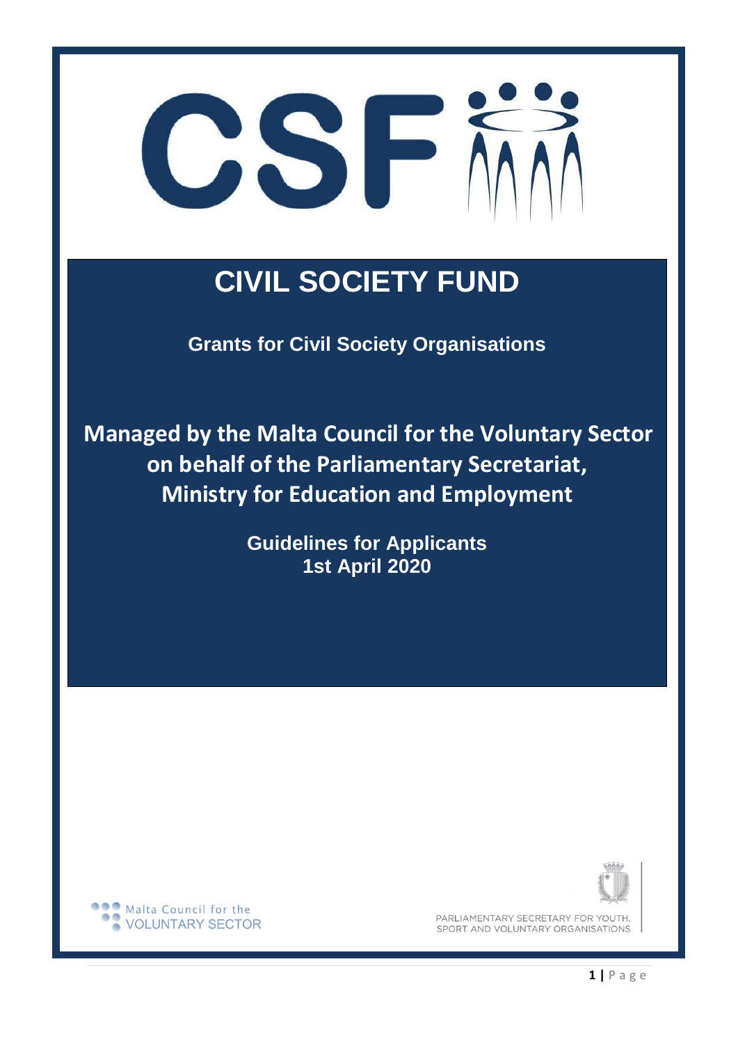CSF

# CIVIL SOCIETY FUND

**Grants for Civil Society Organisations**

**Managed by the Malta Council for the Voluntary Sector on behalf of the Parliamentary Secretariat, Ministry for Education and Employment**

**Guidelines for Applicants**
**1st April 2020**

Malta Council for the VOLUNTARY SECTOR

PARLIAMENTARY SECRETARY FOR YOUTH, SPORT AND VOLUNTARY ORGANISATIONS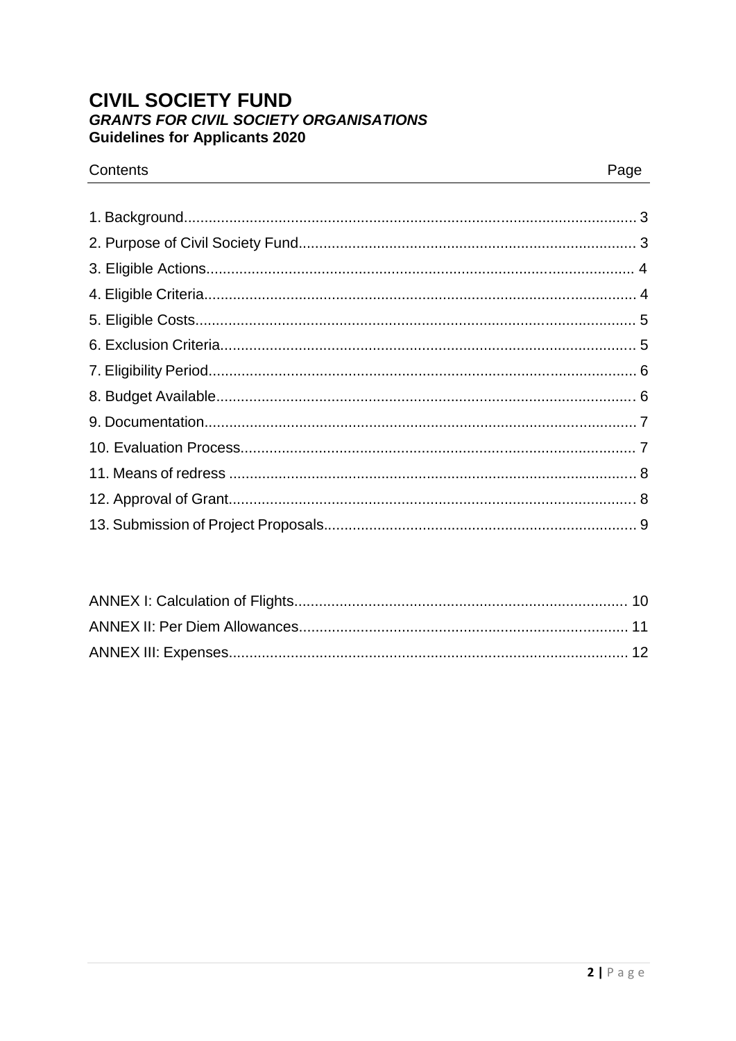# CIVIL SOCIETY FUND

***GRANTS FOR CIVIL SOCIETY ORGANISATIONS***

**Guidelines for Applicants 2020**

| Contents | Page |
| --- | --- |
| 1. Background | 3 |
| 2. Purpose of Civil Society Fund | 3 |
| 3. Eligible Actions | 4 |
| 4. Eligible Criteria | 4 |
| 5. Eligible Costs | 5 |
| 6. Exclusion Criteria | 5 |
| 7. Eligibility Period | 6 |
| 8. Budget Available | 6 |
| 9. Documentation | 7 |
| 10. Evaluation Process | 7 |
| 11. Means of redress | 8 |
| 12. Approval of Grant | 8 |
| 13. Submission of Project Proposals | 9 |
| ANNEX I: Calculation of Flights | 10 |
| ANNEX II: Per Diem Allowances | 11 |
| ANNEX III: Expenses | 12 |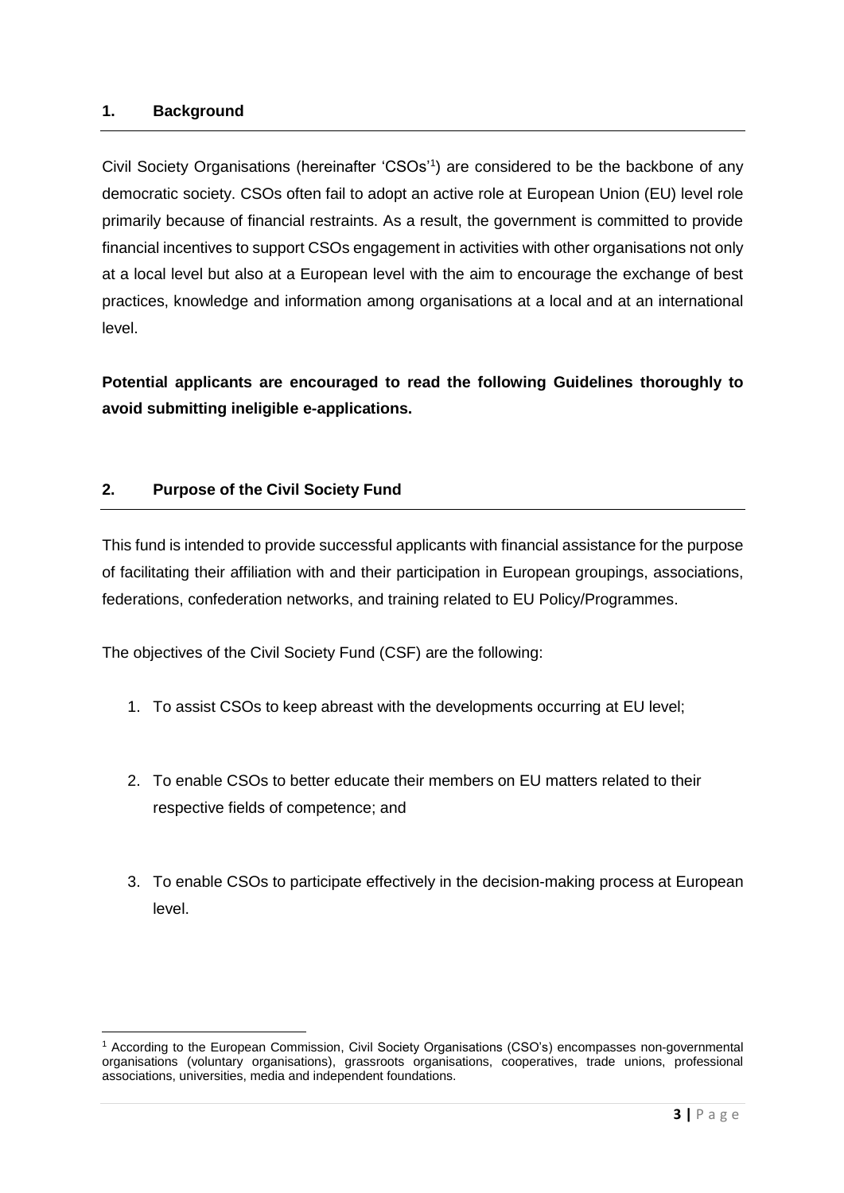## 1. Background

Civil Society Organisations (hereinafter 'CSOs'[1]) are considered to be the backbone of any democratic society. CSOs often fail to adopt an active role at European Union (EU) level role primarily because of financial restraints. As a result, the government is committed to provide financial incentives to support CSOs engagement in activities with other organisations not only at a local level but also at a European level with the aim to encourage the exchange of best practices, knowledge and information among organisations at a local and at an international level.

**Potential applicants are encouraged to read the following Guidelines thoroughly to avoid submitting ineligible e-applications.**

## 2. Purpose of the Civil Society Fund

This fund is intended to provide successful applicants with financial assistance for the purpose of facilitating their affiliation with and their participation in European groupings, associations, federations, confederation networks, and training related to EU Policy/Programmes.

The objectives of the Civil Society Fund (CSF) are the following:

1. To assist CSOs to keep abreast with the developments occurring at EU level;
2. To enable CSOs to better educate their members on EU matters related to their respective fields of competence; and
3. To enable CSOs to participate effectively in the decision-making process at European level.

---

[1] According to the European Commission, Civil Society Organisations (CSO's) encompasses non-governmental organisations (voluntary organisations), grassroots organisations, cooperatives, trade unions, professional associations, universities, media and independent foundations.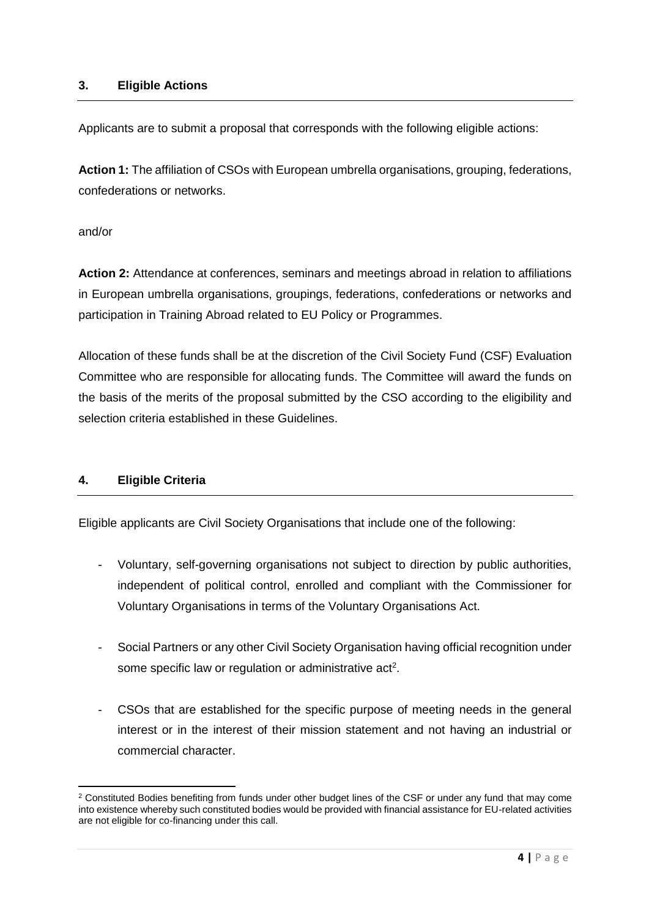## 3. Eligible Actions

Applicants are to submit a proposal that corresponds with the following eligible actions:

**Action 1:** The affiliation of CSOs with European umbrella organisations, grouping, federations, confederations or networks.

and/or

**Action 2:** Attendance at conferences, seminars and meetings abroad in relation to affiliations in European umbrella organisations, groupings, federations, confederations or networks and participation in Training Abroad related to EU Policy or Programmes.

Allocation of these funds shall be at the discretion of the Civil Society Fund (CSF) Evaluation Committee who are responsible for allocating funds. The Committee will award the funds on the basis of the merits of the proposal submitted by the CSO according to the eligibility and selection criteria established in these Guidelines.

## 4. Eligible Criteria

Eligible applicants are Civil Society Organisations that include one of the following:

- Voluntary, self-governing organisations not subject to direction by public authorities, independent of political control, enrolled and compliant with the Commissioner for Voluntary Organisations in terms of the Voluntary Organisations Act.

- Social Partners or any other Civil Society Organisation having official recognition under some specific law or regulation or administrative act[2].

- CSOs that are established for the specific purpose of meeting needs in the general interest or in the interest of their mission statement and not having an industrial or commercial character.

[2] Constituted Bodies benefiting from funds under other budget lines of the CSF or under any fund that may come into existence whereby such constituted bodies would be provided with financial assistance for EU-related activities are not eligible for co-financing under this call.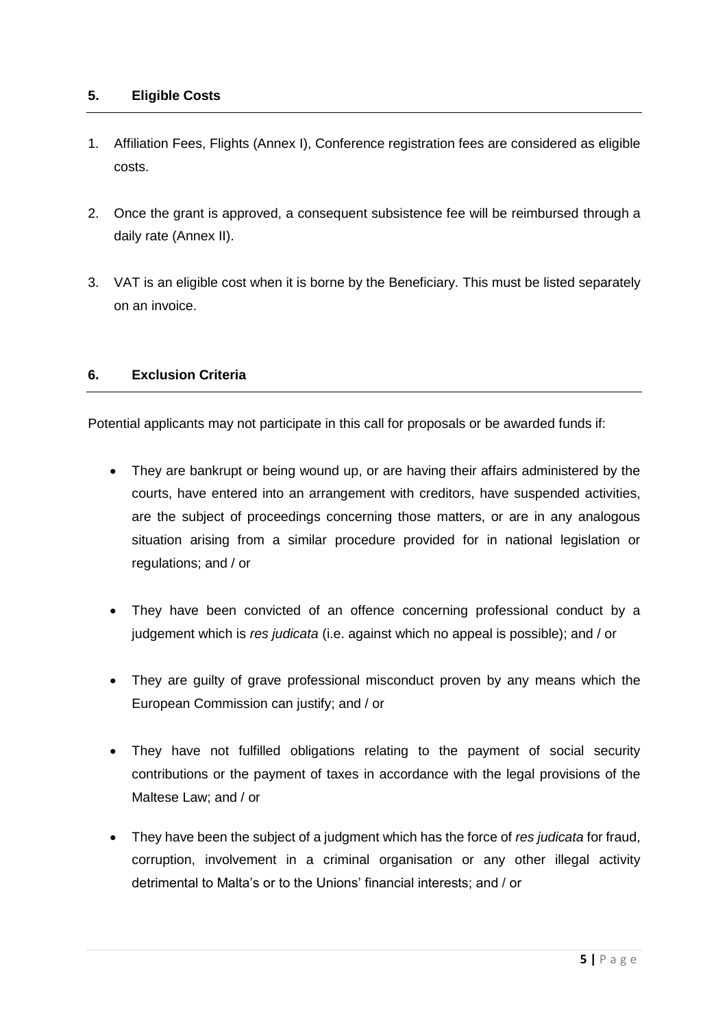## 5. Eligible Costs

1. Affiliation Fees, Flights (Annex I), Conference registration fees are considered as eligible costs.

2. Once the grant is approved, a consequent subsistence fee will be reimbursed through a daily rate (Annex II).

3. VAT is an eligible cost when it is borne by the Beneficiary. This must be listed separately on an invoice.

## 6. Exclusion Criteria

Potential applicants may not participate in this call for proposals or be awarded funds if:

- They are bankrupt or being wound up, or are having their affairs administered by the courts, have entered into an arrangement with creditors, have suspended activities, are the subject of proceedings concerning those matters, or are in any analogous situation arising from a similar procedure provided for in national legislation or regulations; and / or

- They have been convicted of an offence concerning professional conduct by a judgement which is *res judicata* (i.e. against which no appeal is possible); and / or

- They are guilty of grave professional misconduct proven by any means which the European Commission can justify; and / or

- They have not fulfilled obligations relating to the payment of social security contributions or the payment of taxes in accordance with the legal provisions of the Maltese Law; and / or

- They have been the subject of a judgment which has the force of *res judicata* for fraud, corruption, involvement in a criminal organisation or any other illegal activity detrimental to Malta's or to the Unions' financial interests; and / or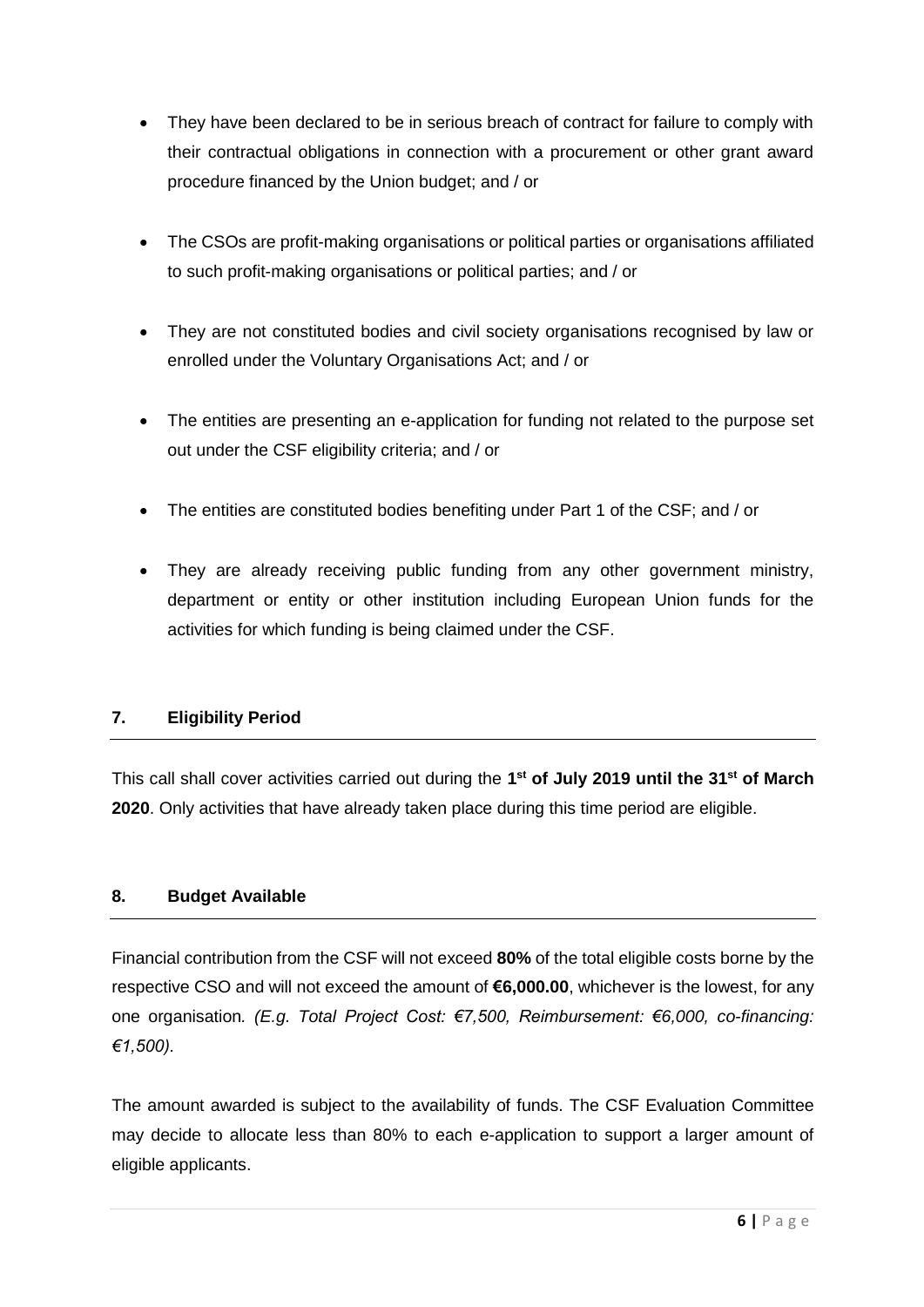- They have been declared to be in serious breach of contract for failure to comply with their contractual obligations in connection with a procurement or other grant award procedure financed by the Union budget; and / or

- The CSOs are profit-making organisations or political parties or organisations affiliated to such profit-making organisations or political parties; and / or

- They are not constituted bodies and civil society organisations recognised by law or enrolled under the Voluntary Organisations Act; and / or

- The entities are presenting an e-application for funding not related to the purpose set out under the CSF eligibility criteria; and / or

- The entities are constituted bodies benefiting under Part 1 of the CSF; and / or

- They are already receiving public funding from any other government ministry, department or entity or other institution including European Union funds for the activities for which funding is being claimed under the CSF.

## 7. Eligibility Period

This call shall cover activities carried out during the **1st of July 2019 until the 31st of March 2020**. Only activities that have already taken place during this time period are eligible.

## 8. Budget Available

Financial contribution from the CSF will not exceed **80%** of the total eligible costs borne by the respective CSO and will not exceed the amount of **€6,000.00**, whichever is the lowest, for any one organisation. *(E.g. Total Project Cost: €7,500, Reimbursement: €6,000, co-financing: €1,500).*

The amount awarded is subject to the availability of funds. The CSF Evaluation Committee may decide to allocate less than 80% to each e-application to support a larger amount of eligible applicants.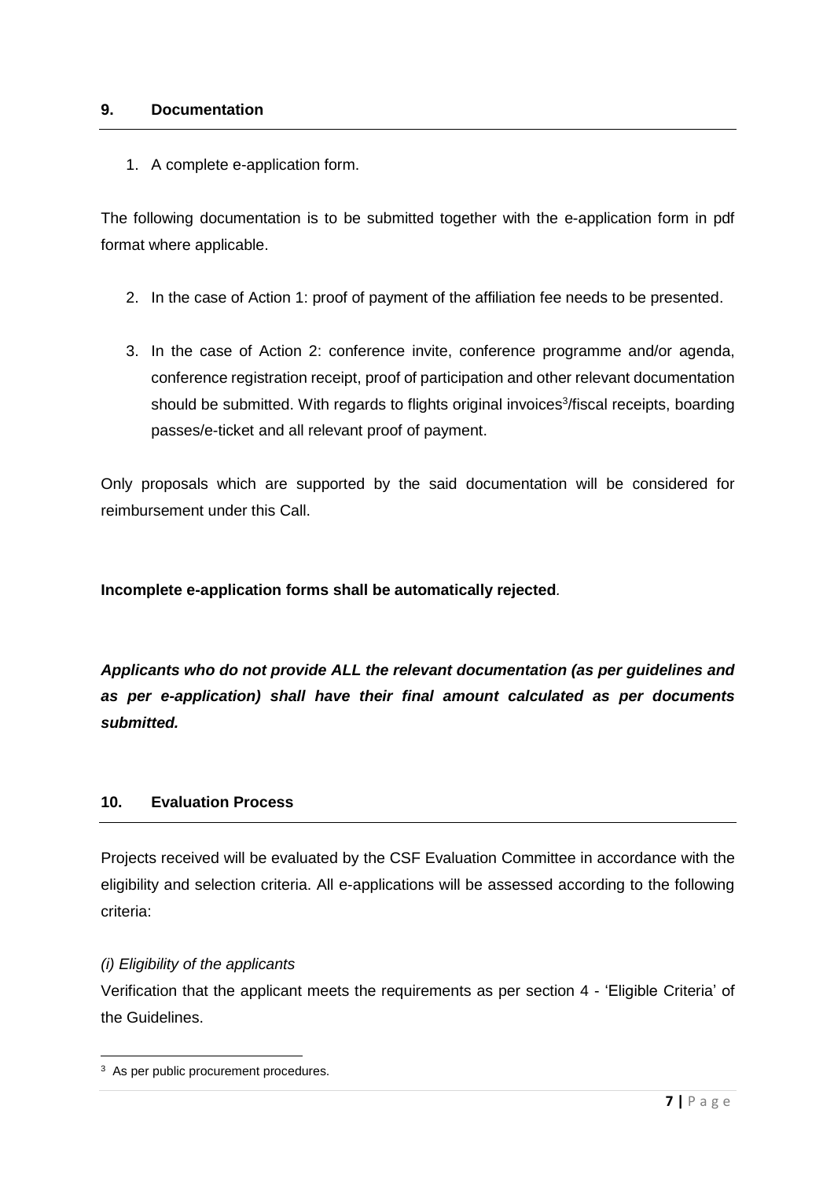## 9. Documentation

1. A complete e-application form.

The following documentation is to be submitted together with the e-application form in pdf format where applicable.

2. In the case of Action 1: proof of payment of the affiliation fee needs to be presented.
3. In the case of Action 2: conference invite, conference programme and/or agenda, conference registration receipt, proof of participation and other relevant documentation should be submitted. With regards to flights original invoices[3]/fiscal receipts, boarding passes/e-ticket and all relevant proof of payment.

Only proposals which are supported by the said documentation will be considered for reimbursement under this Call.

**Incomplete e-application forms shall be automatically rejected**.

***Applicants who do not provide ALL the relevant documentation (as per guidelines and as per e-application) shall have their final amount calculated as per documents submitted.***

## 10. Evaluation Process

Projects received will be evaluated by the CSF Evaluation Committee in accordance with the eligibility and selection criteria. All e-applications will be assessed according to the following criteria:

*(i) Eligibility of the applicants*

Verification that the applicant meets the requirements as per section 4 - 'Eligible Criteria' of the Guidelines.

[3] As per public procurement procedures.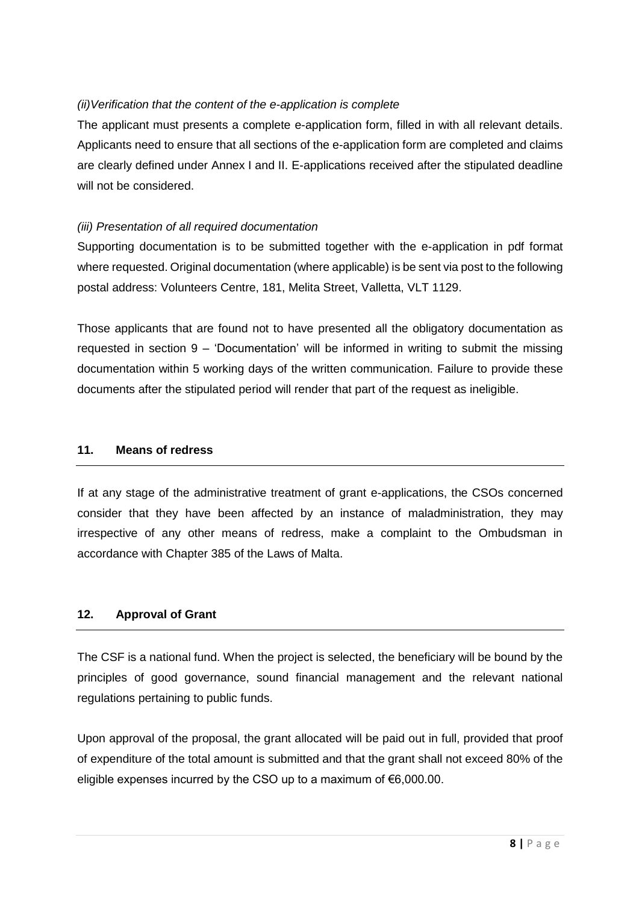*(ii)Verification that the content of the e-application is complete*

The applicant must presents a complete e-application form, filled in with all relevant details. Applicants need to ensure that all sections of the e-application form are completed and claims are clearly defined under Annex I and II. E-applications received after the stipulated deadline will not be considered.

*(iii) Presentation of all required documentation*

Supporting documentation is to be submitted together with the e-application in pdf format where requested. Original documentation (where applicable) is be sent via post to the following postal address: Volunteers Centre, 181, Melita Street, Valletta, VLT 1129.

Those applicants that are found not to have presented all the obligatory documentation as requested in section 9 – 'Documentation' will be informed in writing to submit the missing documentation within 5 working days of the written communication. Failure to provide these documents after the stipulated period will render that part of the request as ineligible.

## 11. Means of redress

If at any stage of the administrative treatment of grant e-applications, the CSOs concerned consider that they have been affected by an instance of maladministration, they may irrespective of any other means of redress, make a complaint to the Ombudsman in accordance with Chapter 385 of the Laws of Malta.

## 12. Approval of Grant

The CSF is a national fund. When the project is selected, the beneficiary will be bound by the principles of good governance, sound financial management and the relevant national regulations pertaining to public funds.

Upon approval of the proposal, the grant allocated will be paid out in full, provided that proof of expenditure of the total amount is submitted and that the grant shall not exceed 80% of the eligible expenses incurred by the CSO up to a maximum of €6,000.00.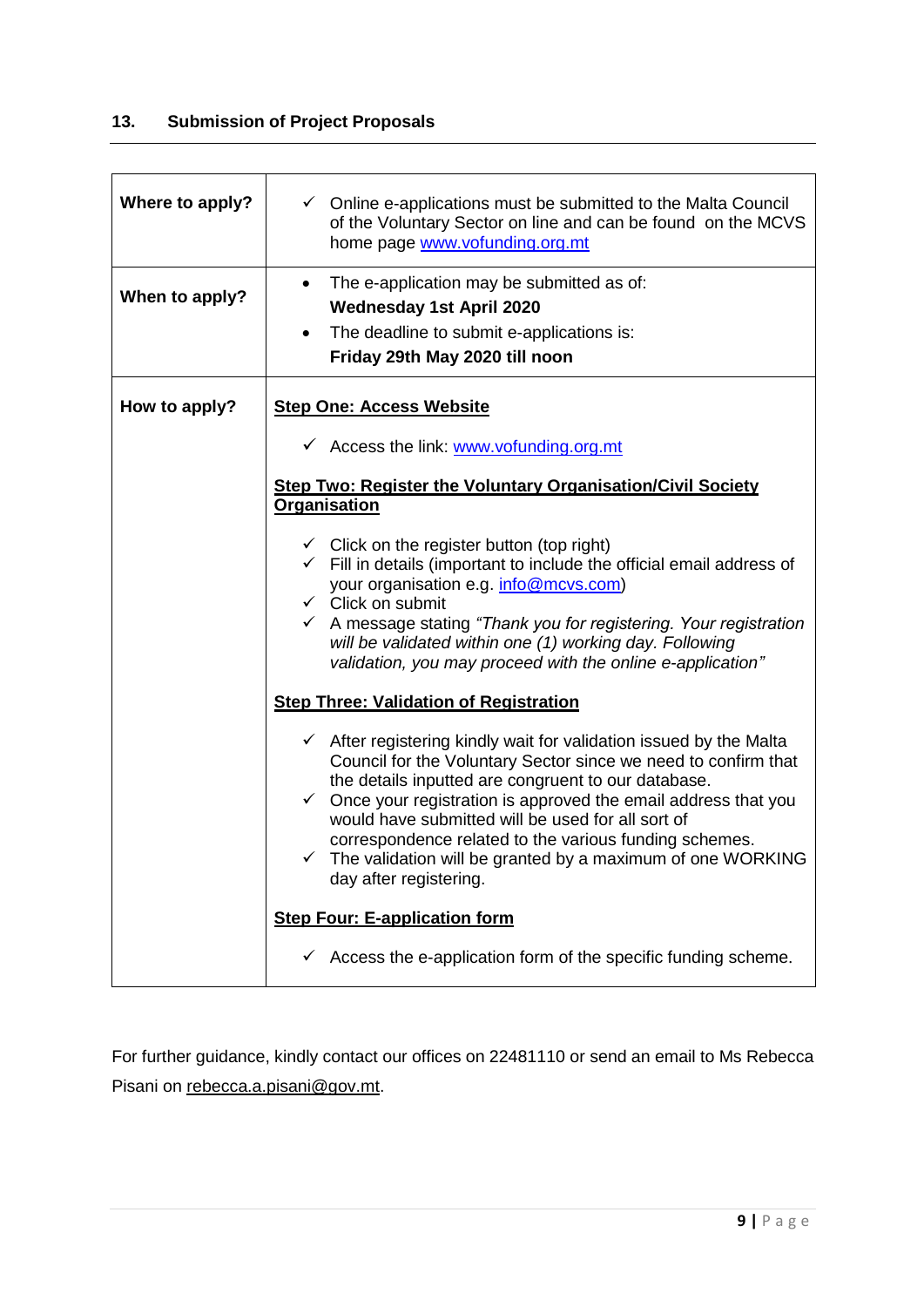## 13. Submission of Project Proposals

| | |
|---|---|
| **Where to apply?** | ✓ Online e-applications must be submitted to the Malta Council of the Voluntary Sector on line and can be found on the MCVS home page [www.vofunding.org.mt](http://www.vofunding.org.mt) |
| **When to apply?** | • The e-application may be submitted as of: **Wednesday 1st April 2020**<br>• The deadline to submit e-applications is: **Friday 29th May 2020 till noon** |
| **How to apply?** | **<u>Step One: Access Website</u>**<br>✓ Access the link: [www.vofunding.org.mt](http://www.vofunding.org.mt)<br><br>**<u>Step Two: Register the Voluntary Organisation/Civil Society Organisation</u>**<br>✓ Click on the register button (top right)<br>✓ Fill in details (important to include the official email address of your organisation e.g. info@mcvs.com)<br>✓ Click on submit<br>✓ A message stating *"Thank you for registering. Your registration will be validated within one (1) working day. Following validation, you may proceed with the online e-application"*<br><br>**<u>Step Three: Validation of Registration</u>**<br>✓ After registering kindly wait for validation issued by the Malta Council for the Voluntary Sector since we need to confirm that the details inputted are congruent to our database.<br>✓ Once your registration is approved the email address that you would have submitted will be used for all sort of correspondence related to the various funding schemes.<br>✓ The validation will be granted by a maximum of one WORKING day after registering.<br><br>**<u>Step Four: E-application form</u>**<br>✓ Access the e-application form of the specific funding scheme. |

For further guidance, kindly contact our offices on 22481110 or send an email to Ms Rebecca Pisani on rebecca.a.pisani@gov.mt.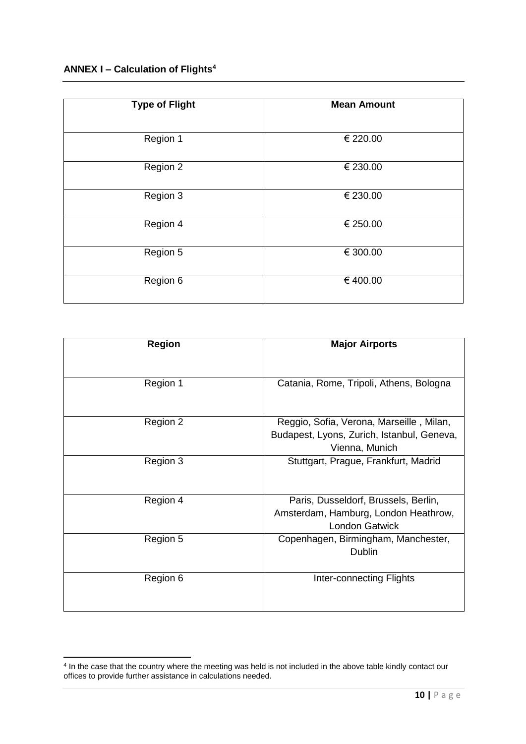**ANNEX I – Calculation of Flights[4]**

| Type of Flight | Mean Amount |
|---|---|
| Region 1 | € 220.00 |
| Region 2 | € 230.00 |
| Region 3 | € 230.00 |
| Region 4 | € 250.00 |
| Region 5 | € 300.00 |
| Region 6 | € 400.00 |

| Region | Major Airports |
|---|---|
| Region 1 | Catania, Rome, Tripoli, Athens, Bologna |
| Region 2 | Reggio, Sofia, Verona, Marseille , Milan, Budapest, Lyons, Zurich, Istanbul, Geneva, Vienna, Munich |
| Region 3 | Stuttgart, Prague, Frankfurt, Madrid |
| Region 4 | Paris, Dusseldorf, Brussels, Berlin, Amsterdam, Hamburg, London Heathrow, London Gatwick |
| Region 5 | Copenhagen, Birmingham, Manchester, Dublin |
| Region 6 | Inter-connecting Flights |

[4] In the case that the country where the meeting was held is not included in the above table kindly contact our offices to provide further assistance in calculations needed.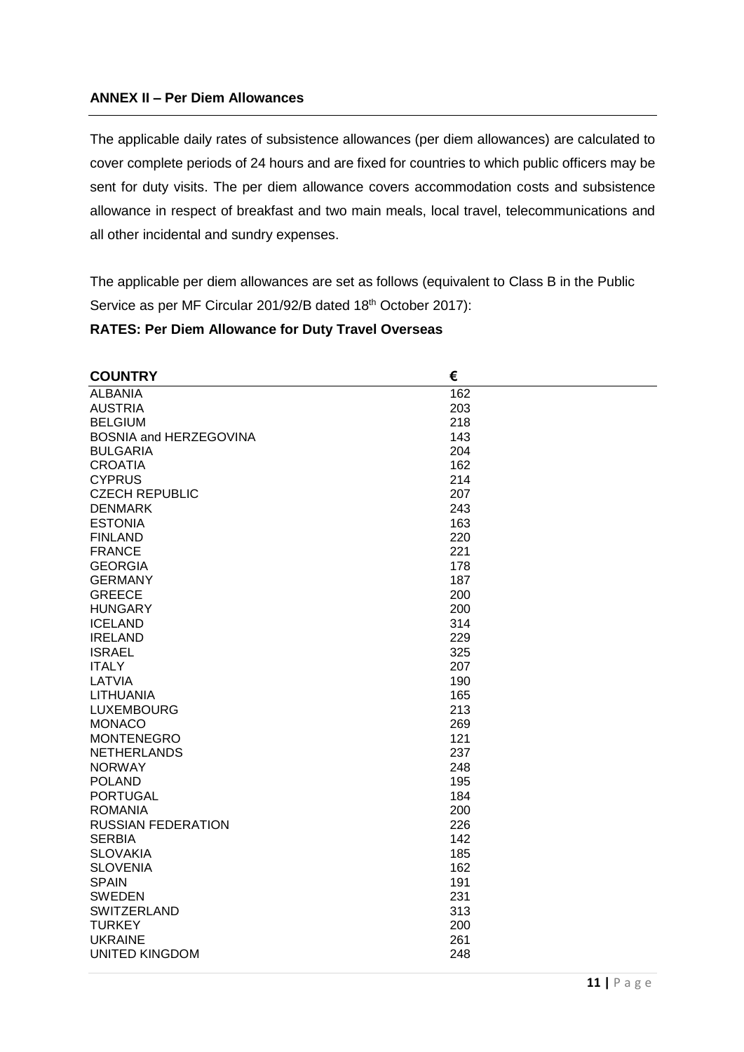**ANNEX II – Per Diem Allowances**

The applicable daily rates of subsistence allowances (per diem allowances) are calculated to cover complete periods of 24 hours and are fixed for countries to which public officers may be sent for duty visits. The per diem allowance covers accommodation costs and subsistence allowance in respect of breakfast and two main meals, local travel, telecommunications and all other incidental and sundry expenses.

The applicable per diem allowances are set as follows (equivalent to Class B in the Public Service as per MF Circular 201/92/B dated 18th October 2017):

**RATES: Per Diem Allowance for Duty Travel Overseas**

| COUNTRY | € |
|---|---|
| ALBANIA | 162 |
| AUSTRIA | 203 |
| BELGIUM | 218 |
| BOSNIA and HERZEGOVINA | 143 |
| BULGARIA | 204 |
| CROATIA | 162 |
| CYPRUS | 214 |
| CZECH REPUBLIC | 207 |
| DENMARK | 243 |
| ESTONIA | 163 |
| FINLAND | 220 |
| FRANCE | 221 |
| GEORGIA | 178 |
| GERMANY | 187 |
| GREECE | 200 |
| HUNGARY | 200 |
| ICELAND | 314 |
| IRELAND | 229 |
| ISRAEL | 325 |
| ITALY | 207 |
| LATVIA | 190 |
| LITHUANIA | 165 |
| LUXEMBOURG | 213 |
| MONACO | 269 |
| MONTENEGRO | 121 |
| NETHERLANDS | 237 |
| NORWAY | 248 |
| POLAND | 195 |
| PORTUGAL | 184 |
| ROMANIA | 200 |
| RUSSIAN FEDERATION | 226 |
| SERBIA | 142 |
| SLOVAKIA | 185 |
| SLOVENIA | 162 |
| SPAIN | 191 |
| SWEDEN | 231 |
| SWITZERLAND | 313 |
| TURKEY | 200 |
| UKRAINE | 261 |
| UNITED KINGDOM | 248 |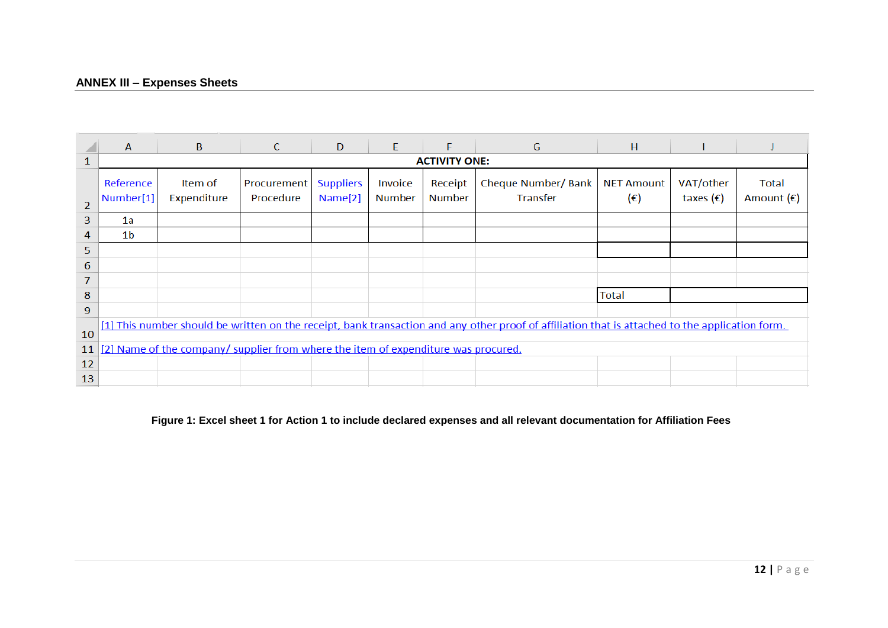## ANNEX III – Expenses Sheets

| ACTIVITY ONE: | | | | | | | | | |
|---|---|---|---|---|---|---|---|---|---|
| Reference Number[1] | Item of Expenditure | Procurement Procedure | Suppliers Name[2] | Invoice Number | Receipt Number | Cheque Number/ Bank Transfer | NET Amount (€) | VAT/other taxes (€) | Total Amount (€) |
| 1a | | | | | | | | | |
| 1b | | | | | | | | | |
| | | | | | | | | | |
| | | | | | | | | | |
| | | | | | | | | | |
| | | | | | | | Total | | |

[1] This number should be written on the receipt, bank transaction and any other proof of affiliation that is attached to the application form.

[2] Name of the company/ supplier from where the item of expenditure was procured.

**Figure 1: Excel sheet 1 for Action 1 to include declared expenses and all relevant documentation for Affiliation Fees**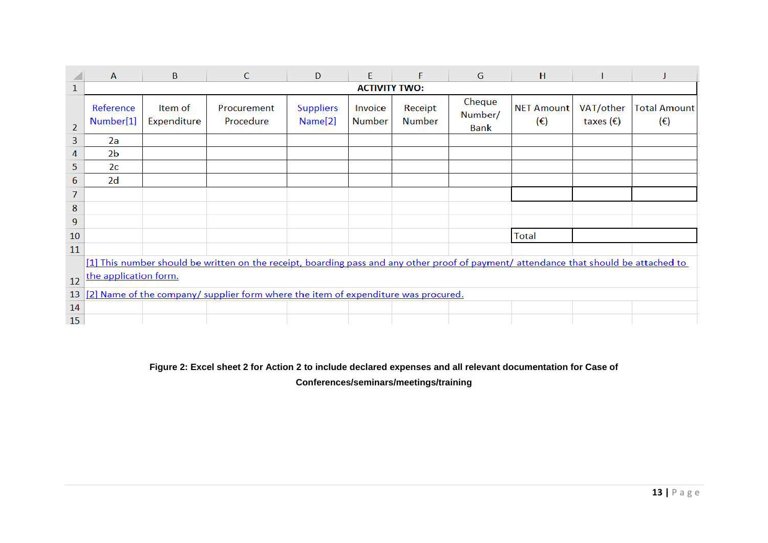| ACTIVITY TWO: | | | | | | | | | |
|---|---|---|---|---|---|---|---|---|---|
| Reference Number[1] | Item of Expenditure | Procurement Procedure | Suppliers Name[2] | Invoice Number | Receipt Number | Cheque Number/ Bank | NET Amount (€) | VAT/other taxes (€) | Total Amount (€) |
| 2a | | | | | | | | | |
| 2b | | | | | | | | | |
| 2c | | | | | | | | | |
| 2d | | | | | | | | | |
| | | | | | | | | | |
| | | | | | | | | | |
| | | | | | | | | | |
| | | | | | | | Total | | |

[1] This number should be written on the receipt, boarding pass and any other proof of payment/ attendance that should be attached to the application form.

[2] Name of the company/ supplier form where the item of expenditure was procured.

**Figure 2: Excel sheet 2 for Action 2 to include declared expenses and all relevant documentation for Case of Conferences/seminars/meetings/training**